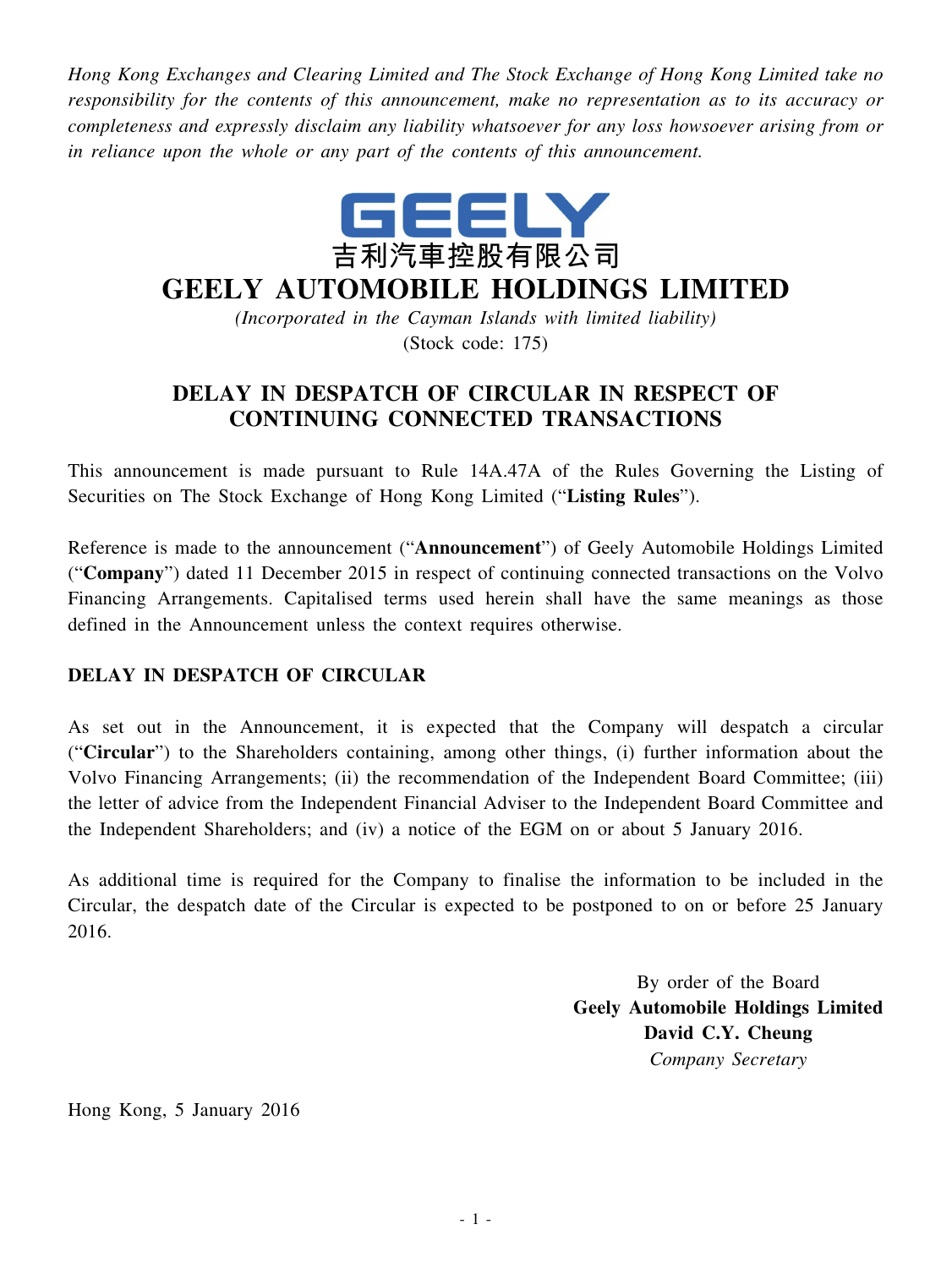*Hong Kong Exchanges and Clearing Limited and The Stock Exchange of Hong Kong Limited take no responsibility for the contents of this announcement, make no representation as to its accuracy or completeness and expressly disclaim any liability whatsoever for any loss howsoever arising from or in reliance upon the whole or any part of the contents of this announcement.*

GEELY

吉利汽車控股有限公司

# GEELY AUTOMOBILE HOLDINGS LIMITED

*(Incorporated in the Cayman Islands with limited liability)*

(Stock code: 175)

## DELAY IN DESPATCH OF CIRCULAR IN RESPECT OF CONTINUING CONNECTED TRANSACTIONS

This announcement is made pursuant to Rule 14A.47A of the Rules Governing the Listing of Securities on The Stock Exchange of Hong Kong Limited ("**Listing Rules**").

Reference is made to the announcement ("**Announcement**") of Geely Automobile Holdings Limited ("**Company**") dated 11 December 2015 in respect of continuing connected transactions on the Volvo Financing Arrangements. Capitalised terms used herein shall have the same meanings as those defined in the Announcement unless the context requires otherwise.

### DELAY IN DESPATCH OF CIRCULAR

As set out in the Announcement, it is expected that the Company will despatch a circular ("**Circular**") to the Shareholders containing, among other things, (i) further information about the Volvo Financing Arrangements; (ii) the recommendation of the Independent Board Committee; (iii) the letter of advice from the Independent Financial Adviser to the Independent Board Committee and the Independent Shareholders; and (iv) a notice of the EGM on or about 5 January 2016.

As additional time is required for the Company to finalise the information to be included in the Circular, the despatch date of the Circular is expected to be postponed to on or before 25 January 2016.

By order of the Board
**Geely Automobile Holdings Limited**
**David C.Y. Cheung**
*Company Secretary*

Hong Kong, 5 January 2016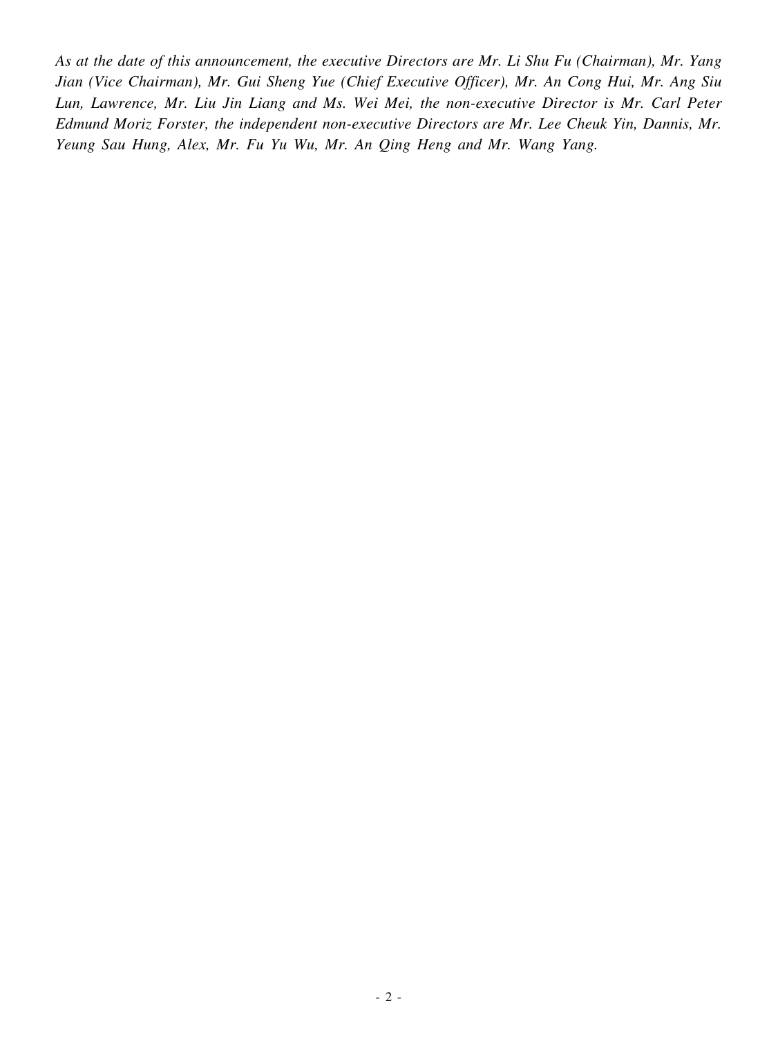*As at the date of this announcement, the executive Directors are Mr. Li Shu Fu (Chairman), Mr. Yang Jian (Vice Chairman), Mr. Gui Sheng Yue (Chief Executive Officer), Mr. An Cong Hui, Mr. Ang Siu Lun, Lawrence, Mr. Liu Jin Liang and Ms. Wei Mei, the non-executive Director is Mr. Carl Peter Edmund Moriz Forster, the independent non-executive Directors are Mr. Lee Cheuk Yin, Dannis, Mr. Yeung Sau Hung, Alex, Mr. Fu Yu Wu, Mr. An Qing Heng and Mr. Wang Yang.*